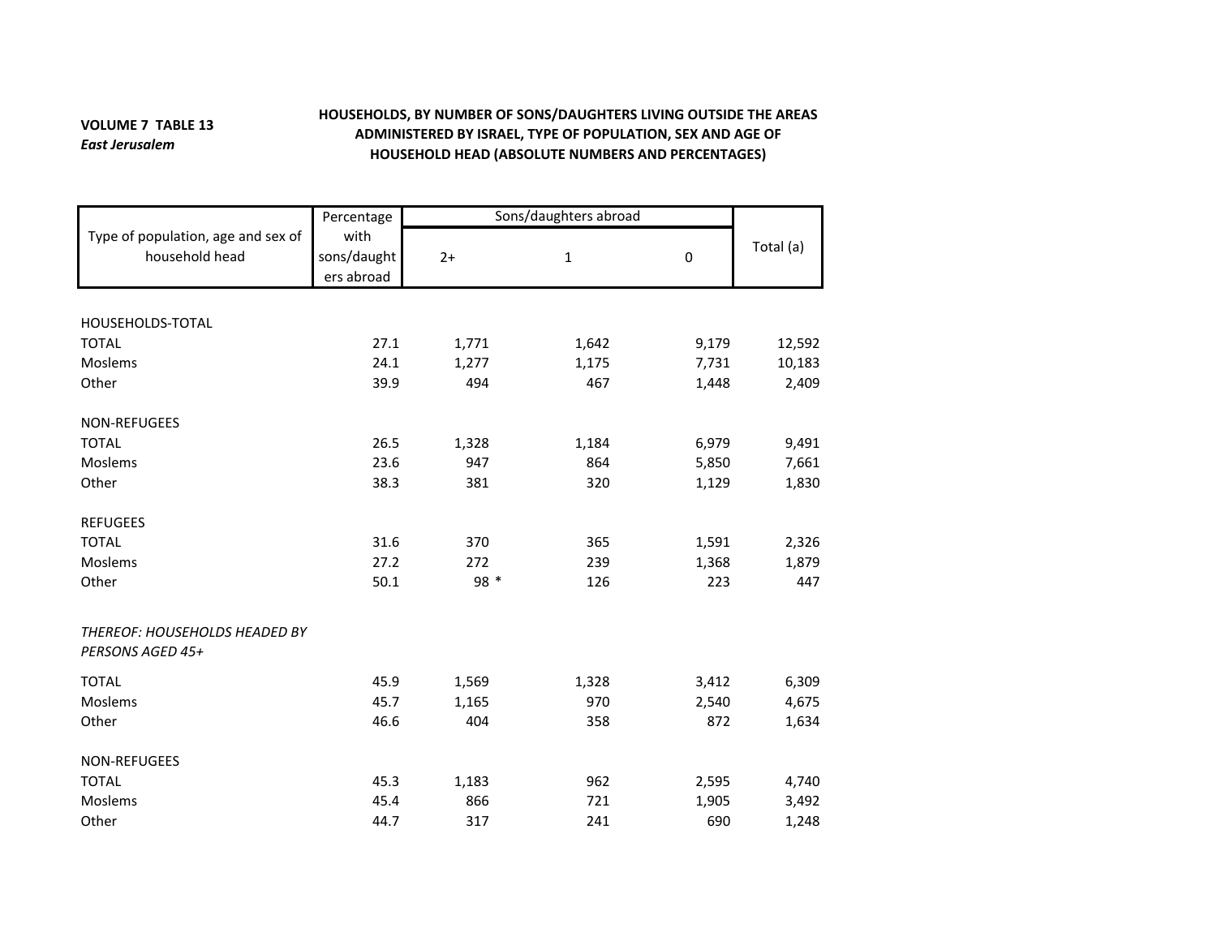**VOLUME 7 TABLE 13**
***East Jerusalem***

**HOUSEHOLDS, BY NUMBER OF SONS/DAUGHTERS LIVING OUTSIDE THE AREAS ADMINISTERED BY ISRAEL, TYPE OF POPULATION, SEX AND AGE OF HOUSEHOLD HEAD (ABSOLUTE NUMBERS AND PERCENTAGES)**

| Type of population, age and sex of household head | Percentage with sons/daughters abroad | Sons/daughters abroad | | | Total (a) |
|---|---|---|---|---|---|
| | | 2+ | 1 | 0 | |
| HOUSEHOLDS-TOTAL | | | | | |
| TOTAL | 27.1 | 1,771 | 1,642 | 9,179 | 12,592 |
| Moslems | 24.1 | 1,277 | 1,175 | 7,731 | 10,183 |
| Other | 39.9 | 494 | 467 | 1,448 | 2,409 |
| NON-REFUGEES | | | | | |
| TOTAL | 26.5 | 1,328 | 1,184 | 6,979 | 9,491 |
| Moslems | 23.6 | 947 | 864 | 5,850 | 7,661 |
| Other | 38.3 | 381 | 320 | 1,129 | 1,830 |
| REFUGEES | | | | | |
| TOTAL | 31.6 | 370 | 365 | 1,591 | 2,326 |
| Moslems | 27.2 | 272 | 239 | 1,368 | 1,879 |
| Other | 50.1 | 98 * | 126 | 223 | 447 |
| *THEREOF: HOUSEHOLDS HEADED BY PERSONS AGED 45+* | | | | | |
| TOTAL | 45.9 | 1,569 | 1,328 | 3,412 | 6,309 |
| Moslems | 45.7 | 1,165 | 970 | 2,540 | 4,675 |
| Other | 46.6 | 404 | 358 | 872 | 1,634 |
| NON-REFUGEES | | | | | |
| TOTAL | 45.3 | 1,183 | 962 | 2,595 | 4,740 |
| Moslems | 45.4 | 866 | 721 | 1,905 | 3,492 |
| Other | 44.7 | 317 | 241 | 690 | 1,248 |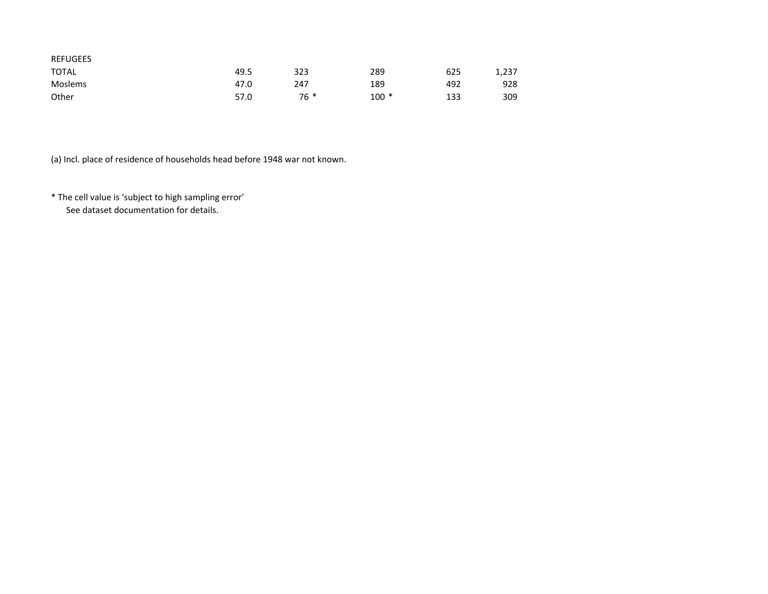| | | | | | |
|---|---|---|---|---|---|
| REFUGEES | | | | | |
| TOTAL | 49.5 | 323 | 289 | 625 | 1,237 |
| Moslems | 47.0 | 247 | 189 | 492 | 928 |
| Other | 57.0 | 76 * | 100 * | 133 | 309 |

(a) Incl. place of residence of households head before 1948 war not known.

* The cell value is 'subject to high sampling error'
  See dataset documentation for details.